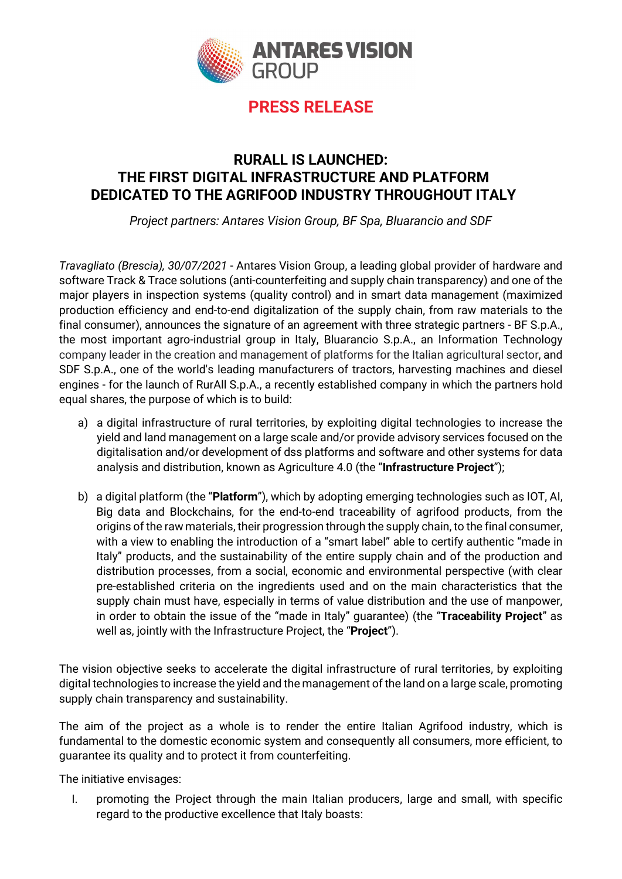ANTARES VISION GROUP

**PRESS RELEASE**

# RURALL IS LAUNCHED: THE FIRST DIGITAL INFRASTRUCTURE AND PLATFORM DEDICATED TO THE AGRIFOOD INDUSTRY THROUGHOUT ITALY

*Project partners: Antares Vision Group, BF Spa, Bluarancio and SDF*

*Travagliato (Brescia), 30/07/2021* - Antares Vision Group, a leading global provider of hardware and software Track & Trace solutions (anti-counterfeiting and supply chain transparency) and one of the major players in inspection systems (quality control) and in smart data management (maximized production efficiency and end-to-end digitalization of the supply chain, from raw materials to the final consumer), announces the signature of an agreement with three strategic partners - BF S.p.A., the most important agro-industrial group in Italy, Bluarancio S.p.A., an Information Technology company leader in the creation and management of platforms for the Italian agricultural sector, and SDF S.p.A., one of the world's leading manufacturers of tractors, harvesting machines and diesel engines - for the launch of RurAll S.p.A., a recently established company in which the partners hold equal shares, the purpose of which is to build:

a) a digital infrastructure of rural territories, by exploiting digital technologies to increase the yield and land management on a large scale and/or provide advisory services focused on the digitalisation and/or development of dss platforms and software and other systems for data analysis and distribution, known as Agriculture 4.0 (the "**Infrastructure Project**");

b) a digital platform (the "**Platform**"), which by adopting emerging technologies such as IOT, AI, Big data and Blockchains, for the end-to-end traceability of agrifood products, from the origins of the raw materials, their progression through the supply chain, to the final consumer, with a view to enabling the introduction of a "smart label" able to certify authentic "made in Italy" products, and the sustainability of the entire supply chain and of the production and distribution processes, from a social, economic and environmental perspective (with clear pre-established criteria on the ingredients used and on the main characteristics that the supply chain must have, especially in terms of value distribution and the use of manpower, in order to obtain the issue of the "made in Italy" guarantee) (the "**Traceability Project**" as well as, jointly with the Infrastructure Project, the "**Project**").

The vision objective seeks to accelerate the digital infrastructure of rural territories, by exploiting digital technologies to increase the yield and the management of the land on a large scale, promoting supply chain transparency and sustainability.

The aim of the project as a whole is to render the entire Italian Agrifood industry, which is fundamental to the domestic economic system and consequently all consumers, more efficient, to guarantee its quality and to protect it from counterfeiting.

The initiative envisages:

I. promoting the Project through the main Italian producers, large and small, with specific regard to the productive excellence that Italy boasts: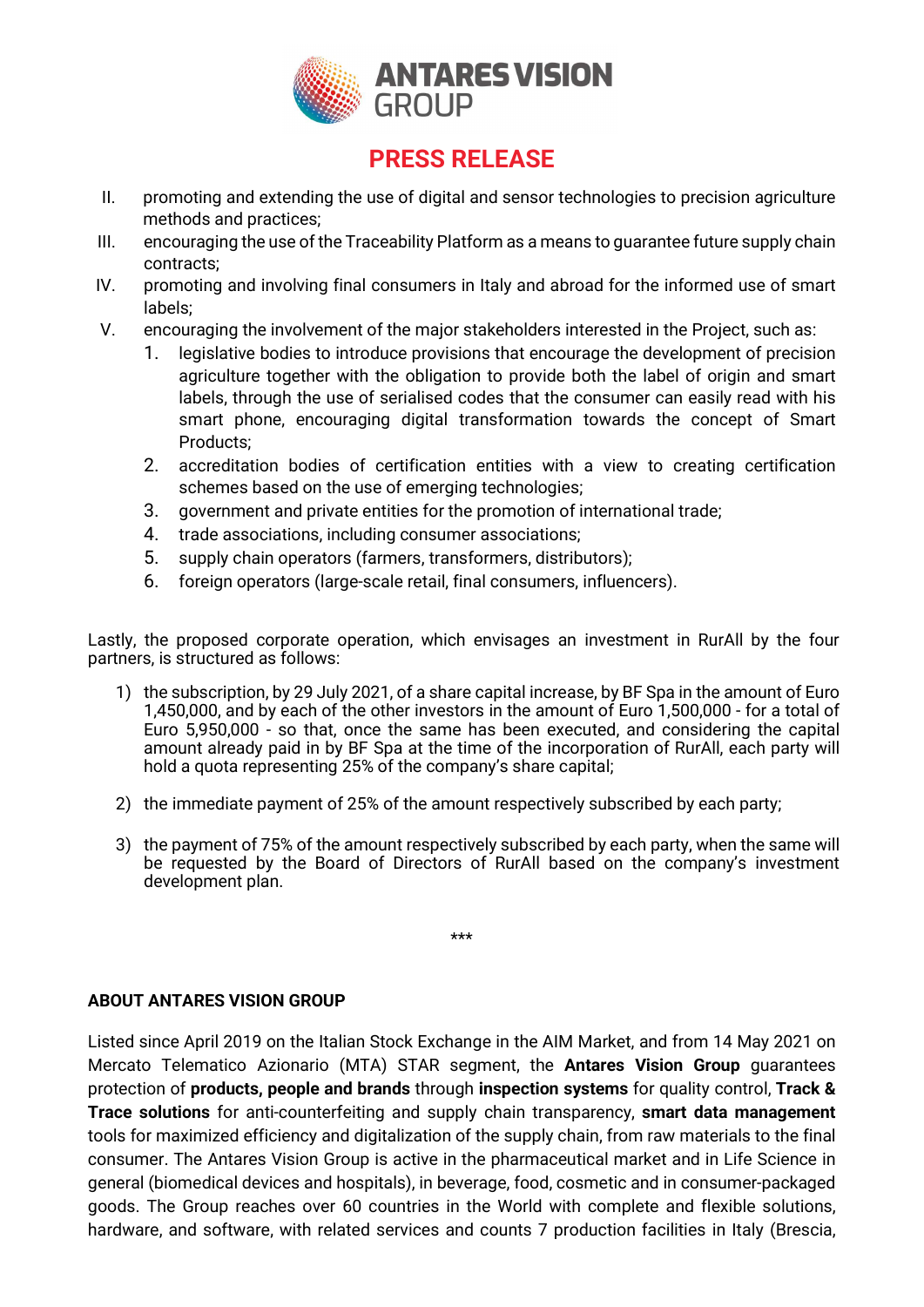II. promoting and extending the use of digital and sensor technologies to precision agriculture methods and practices;
III. encouraging the use of the Traceability Platform as a means to guarantee future supply chain contracts;
IV. promoting and involving final consumers in Italy and abroad for the informed use of smart labels;
V. encouraging the involvement of the major stakeholders interested in the Project, such as:
    1. legislative bodies to introduce provisions that encourage the development of precision agriculture together with the obligation to provide both the label of origin and smart labels, through the use of serialised codes that the consumer can easily read with his smart phone, encouraging digital transformation towards the concept of Smart Products;
    2. accreditation bodies of certification entities with a view to creating certification schemes based on the use of emerging technologies;
    3. government and private entities for the promotion of international trade;
    4. trade associations, including consumer associations;
    5. supply chain operators (farmers, transformers, distributors);
    6. foreign operators (large-scale retail, final consumers, influencers).

Lastly, the proposed corporate operation, which envisages an investment in RurAll by the four partners, is structured as follows:

1) the subscription, by 29 July 2021, of a share capital increase, by BF Spa in the amount of Euro 1,450,000, and by each of the other investors in the amount of Euro 1,500,000 - for a total of Euro 5,950,000 - so that, once the same has been executed, and considering the capital amount already paid in by BF Spa at the time of the incorporation of RurAll, each party will hold a quota representing 25% of the company's share capital;

2) the immediate payment of 25% of the amount respectively subscribed by each party;

3) the payment of 75% of the amount respectively subscribed by each party, when the same will be requested by the Board of Directors of RurAll based on the company's investment development plan.

***

**ABOUT ANTARES VISION GROUP**

Listed since April 2019 on the Italian Stock Exchange in the AIM Market, and from 14 May 2021 on Mercato Telematico Azionario (MTA) STAR segment, the **Antares Vision Group** guarantees protection of **products, people and brands** through **inspection systems** for quality control, **Track & Trace solutions** for anti-counterfeiting and supply chain transparency, **smart data management** tools for maximized efficiency and digitalization of the supply chain, from raw materials to the final consumer. The Antares Vision Group is active in the pharmaceutical market and in Life Science in general (biomedical devices and hospitals), in beverage, food, cosmetic and in consumer-packaged goods. The Group reaches over 60 countries in the World with complete and flexible solutions, hardware, and software, with related services and counts 7 production facilities in Italy (Brescia,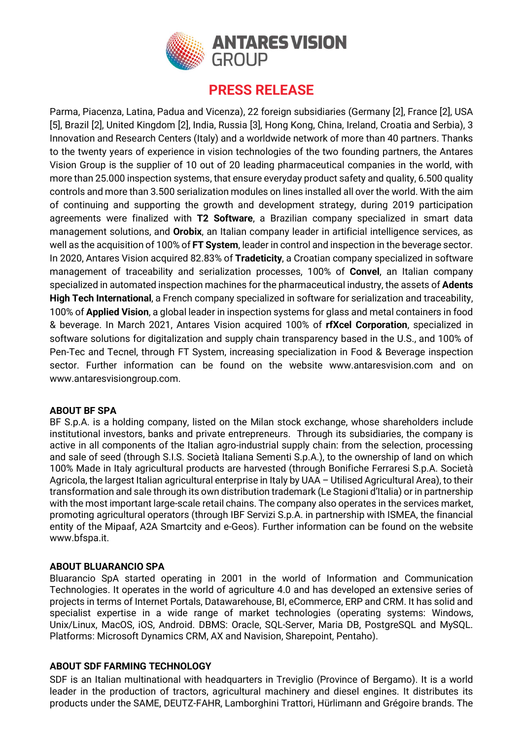Parma, Piacenza, Latina, Padua and Vicenza), 22 foreign subsidiaries (Germany [2], France [2], USA [5], Brazil [2], United Kingdom [2], India, Russia [3], Hong Kong, China, Ireland, Croatia and Serbia), 3 Innovation and Research Centers (Italy) and a worldwide network of more than 40 partners. Thanks to the twenty years of experience in vision technologies of the two founding partners, the Antares Vision Group is the supplier of 10 out of 20 leading pharmaceutical companies in the world, with more than 25.000 inspection systems, that ensure everyday product safety and quality, 6.500 quality controls and more than 3.500 serialization modules on lines installed all over the world. With the aim of continuing and supporting the growth and development strategy, during 2019 participation agreements were finalized with **T2 Software**, a Brazilian company specialized in smart data management solutions, and **Orobix**, an Italian company leader in artificial intelligence services, as well as the acquisition of 100% of **FT System**, leader in control and inspection in the beverage sector. In 2020, Antares Vision acquired 82.83% of **Tradeticity**, a Croatian company specialized in software management of traceability and serialization processes, 100% of **Convel**, an Italian company specialized in automated inspection machines for the pharmaceutical industry, the assets of **Adents High Tech International**, a French company specialized in software for serialization and traceability, 100% of **Applied Vision**, a global leader in inspection systems for glass and metal containers in food & beverage. In March 2021, Antares Vision acquired 100% of **rfXcel Corporation**, specialized in software solutions for digitalization and supply chain transparency based in the U.S., and 100% of Pen-Tec and Tecnel, through FT System, increasing specialization in Food & Beverage inspection sector. Further information can be found on the website www.antaresvision.com and on www.antaresvisiongroup.com.

**ABOUT BF SPA**

BF S.p.A. is a holding company, listed on the Milan stock exchange, whose shareholders include institutional investors, banks and private entrepreneurs. Through its subsidiaries, the company is active in all components of the Italian agro-industrial supply chain: from the selection, processing and sale of seed (through S.I.S. Società Italiana Sementi S.p.A.), to the ownership of land on which 100% Made in Italy agricultural products are harvested (through Bonifiche Ferraresi S.p.A. Società Agricola, the largest Italian agricultural enterprise in Italy by UAA – Utilised Agricultural Area), to their transformation and sale through its own distribution trademark (Le Stagioni d'Italia) or in partnership with the most important large-scale retail chains. The company also operates in the services market, promoting agricultural operators (through IBF Servizi S.p.A. in partnership with ISMEA, the financial entity of the Mipaaf, A2A Smartcity and e-Geos). Further information can be found on the website www.bfspa.it.

**ABOUT BLUARANCIO SPA**

Bluarancio SpA started operating in 2001 in the world of Information and Communication Technologies. It operates in the world of agriculture 4.0 and has developed an extensive series of projects in terms of Internet Portals, Datawarehouse, BI, eCommerce, ERP and CRM. It has solid and specialist expertise in a wide range of market technologies (operating systems: Windows, Unix/Linux, MacOS, iOS, Android. DBMS: Oracle, SQL-Server, Maria DB, PostgreSQL and MySQL. Platforms: Microsoft Dynamics CRM, AX and Navision, Sharepoint, Pentaho).

**ABOUT SDF FARMING TECHNOLOGY**

SDF is an Italian multinational with headquarters in Treviglio (Province of Bergamo). It is a world leader in the production of tractors, agricultural machinery and diesel engines. It distributes its products under the SAME, DEUTZ-FAHR, Lamborghini Trattori, Hürlimann and Grégoire brands. The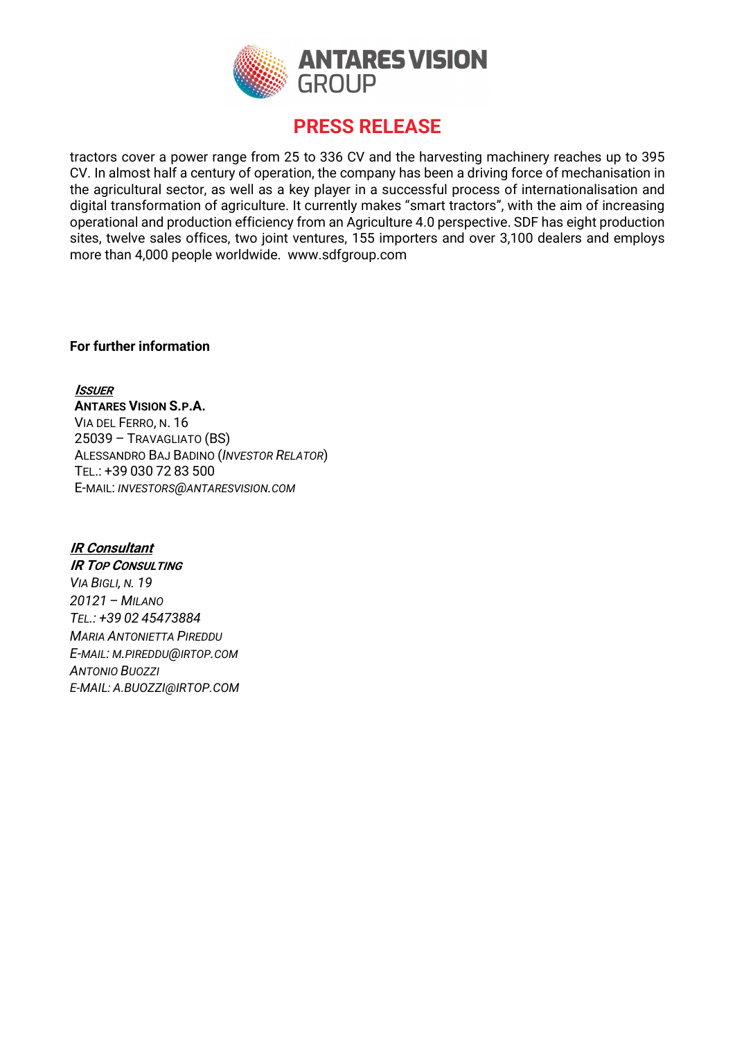tractors cover a power range from 25 to 336 CV and the harvesting machinery reaches up to 395 CV. In almost half a century of operation, the company has been a driving force of mechanisation in the agricultural sector, as well as a key player in a successful process of internationalisation and digital transformation of agriculture. It currently makes "smart tractors", with the aim of increasing operational and production efficiency from an Agriculture 4.0 perspective. SDF has eight production sites, twelve sales offices, two joint ventures, 155 importers and over 3,100 dealers and employs more than 4,000 people worldwide. www.sdfgroup.com

**For further information**

***Issuer***
**Antares Vision S.p.A.**
Via del Ferro, n. 16
25039 – Travagliato (BS)
Alessandro Baj Badino (*Investor Relator*)
Tel.: +39 030 72 83 500
E-mail: *investors@antaresvision.com*

***IR Consultant***
***IR Top Consulting***
*Via Bigli, n. 19*
*20121 – Milano*
*Tel.: +39 02 45473884*
*Maria Antonietta Pireddu*
*E-mail: m.pireddu@irtop.com*
*Antonio Buozzi*
*E-mail: a.buozzi@irtop.com*